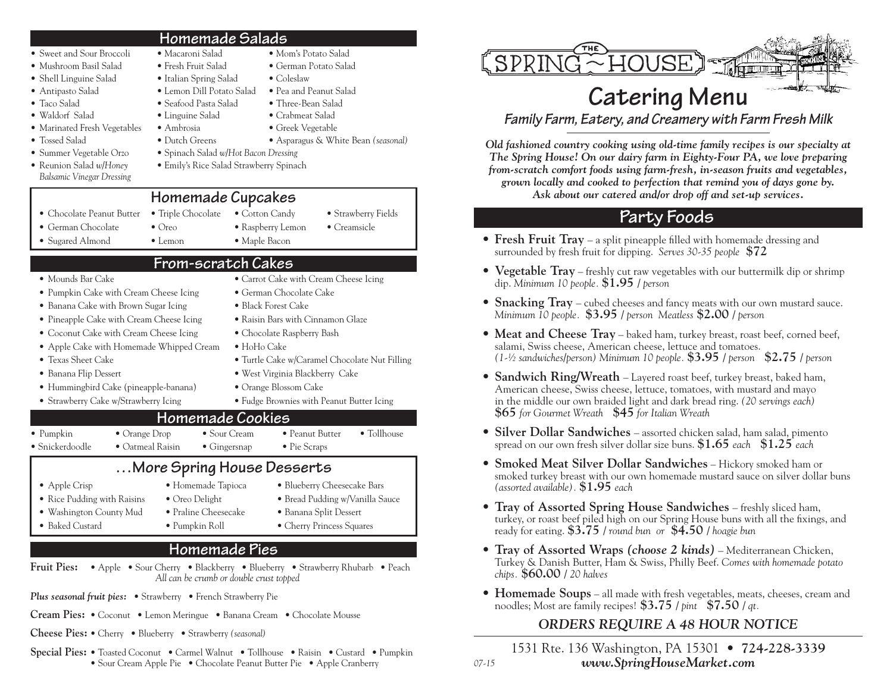## Homemade Salads

- Sweet and Sour Broccoli
- Mushroom Basil Salad
- Shell Linguine Salad
- Antipasto Salad
- Taco Salad
- Waldorf Salad
- Marinated Fresh Vegetables
- Tossed Salad
- Summer Vegetable Orzo
- Reunion Salad *w/Honey Balsamic Vinegar Dressing*
- Macaroni Salad
- Fresh Fruit Salad
- Italian Spring Salad
- Lemon Dill Potato Salad
- Seafood Pasta Salad
- Linguine Salad
- Ambrosia
- Dutch Greens
- Spinach Salad *w/Hot Bacon Dressing*
- Emily's Rice Salad Strawberry Spinach
- Mom's Potato Salad
- German Potato Salad
- Coleslaw
- Pea and Peanut Salad
- Three-Bean Salad
- Crabmeat Salad
- Greek Vegetable
- Asparagus & White Bean *(seasonal)*

## Homemade Cupcakes

- Chocolate Peanut Butter
- German Chocolate
- Sugared Almond
- Triple Chocolate
- Oreo
- Lemon
- Cotton Candy
- Raspberry Lemon
- Maple Bacon
- Strawberry Fields
- Creamsicle

## From-scratch Cakes

- Mounds Bar Cake
- Pumpkin Cake with Cream Cheese Icing
- Banana Cake with Brown Sugar Icing
- Pineapple Cake with Cream Cheese Icing
- Coconut Cake with Cream Cheese Icing
- Apple Cake with Homemade Whipped Cream
- Texas Sheet Cake
- Banana Flip Dessert
- Hummingbird Cake (pineapple-banana)
- Strawberry Cake w/Strawberry Icing
- Carrot Cake with Cream Cheese Icing
- German Chocolate Cake
- Black Forest Cake
- Raisin Bars with Cinnamon Glaze
- Chocolate Raspberry Bash
- HoHo Cake
- Turtle Cake w/Caramel Chocolate Nut Filling
- West Virginia Blackberry Cake
- Orange Blossom Cake
- Fudge Brownies with Peanut Butter Icing

## Homemade Cookies

- Pumpkin
- Snickerdoodle
- Orange Drop
- Oatmeal Raisin
- Sour Cream
- Gingersnap
- Peanut Butter
- Pie Scraps
- Tollhouse

## …More Spring House Desserts

- Apple Crisp
- Rice Pudding with Raisins
- Washington County Mud
- Baked Custard
- Homemade Tapioca
- Oreo Delight
- Praline Cheesecake
- Pumpkin Roll
- Blueberry Cheesecake Bars
- Bread Pudding w/Vanilla Sauce
- Banana Split Dessert
- Cherry Princess Squares

## Homemade Pies

**Fruit Pies:** • Apple • Sour Cherry • Blackberry • Blueberry • Strawberry Rhubarb • Peach
*All can be crumb or double crust topped*

***Plus seasonal fruit pies:*** • Strawberry • French Strawberry Pie

**Cream Pies:** • Coconut • Lemon Meringue • Banana Cream • Chocolate Mousse

**Cheese Pies:** • Cherry • Blueberry • Strawberry *(seasonal)*

**Special Pies:** • Toasted Coconut • Carmel Walnut • Tollhouse • Raisin • Custard • Pumpkin • Sour Cream Apple Pie • Chocolate Peanut Butter Pie • Apple Cranberry

# THE SPRING~HOUSE

# Catering Menu

***Family Farm, Eatery, and Creamery with Farm Fresh Milk***

***Old fashioned country cooking using old-time family recipes is our specialty at The Spring House! On our dairy farm in Eighty-Four PA, we love preparing from-scratch comfort foods using farm-fresh, in-season fruits and vegetables, grown locally and cooked to perfection that remind you of days gone by. Ask about our catered and/or drop off and set-up services.***

## Party Foods

- **Fresh Fruit Tray** – a split pineapple filled with homemade dressing and surrounded by fresh fruit for dipping. *Serves 30-35 people* **$72**
- **Vegetable Tray** – freshly cut raw vegetables with our buttermilk dip or shrimp dip. *Minimum 10 people.* **$1.95** / *person*
- **Snacking Tray** – cubed cheeses and fancy meats with our own mustard sauce. *Minimum 10 people.* **$3.95** / *person* *Meatless* **$2.00** / *person*
- **Meat and Cheese Tray** – baked ham, turkey breast, roast beef, corned beef, salami, Swiss cheese, American cheese, lettuce and tomatoes. *(1-½ sandwiches/person) Minimum 10 people.* **$3.95** / *person* **$2.75** / *person*
- **Sandwich Ring/Wreath** – Layered roast beef, turkey breast, baked ham, American cheese, Swiss cheese, lettuce, tomatoes, with mustard and mayo in the middle our own braided light and dark bread ring. *(20 servings each)* **$65** *for Gourmet Wreath* **$45** *for Italian Wreath*
- **Silver Dollar Sandwiches** – assorted chicken salad, ham salad, pimento spread on our own fresh silver dollar size buns. **$1.65** *each* **$1.25** *each*
- **Smoked Meat Silver Dollar Sandwiches** – Hickory smoked ham or smoked turkey breast with our own homemade mustard sauce on silver dollar buns *(assorted available).* **$1.95** *each*
- **Tray of Assorted Spring House Sandwiches** – freshly sliced ham, turkey, or roast beef piled high on our Spring House buns with all the fixings, and ready for eating. **$3.75** / *round bun or* **$4.50** / *hoagie bun*
- **Tray of Assorted Wraps *(choose 2 kinds)*** – Mediterranean Chicken, Turkey & Danish Butter, Ham & Swiss, Philly Beef. *Comes with homemade potato chips.* **$60.00** / *20 halves*
- **Homemade Soups** – all made with fresh vegetables, meats, cheeses, cream and noodles; Most are family recipes! **$3.75** / *pint* **$7.50** / *qt.*

***ORDERS REQUIRE A 48 HOUR NOTICE***

1531 Rte. 136 Washington, PA 15301 • **724-228-3339**
***www.SpringHouseMarket.com***

*07-15*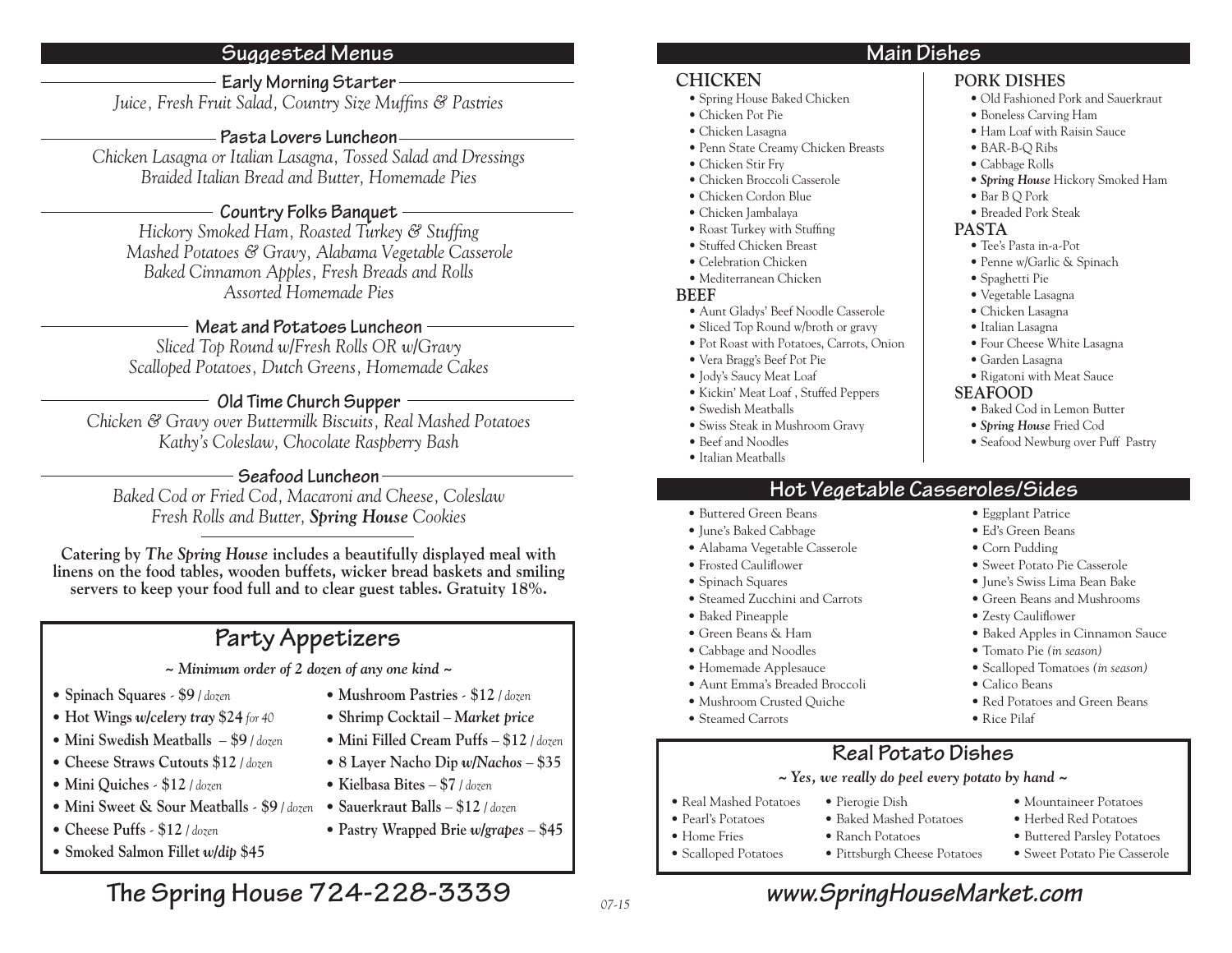## Suggested Menus

### Early Morning Starter

*Juice, Fresh Fruit Salad, Country Size Muffins & Pastries*

### Pasta Lovers Luncheon

*Chicken Lasagna or Italian Lasagna, Tossed Salad and Dressings*
*Braided Italian Bread and Butter, Homemade Pies*

### Country Folks Banquet

*Hickory Smoked Ham, Roasted Turkey & Stuffing*
*Mashed Potatoes & Gravy, Alabama Vegetable Casserole*
*Baked Cinnamon Apples, Fresh Breads and Rolls*
*Assorted Homemade Pies*

### Meat and Potatoes Luncheon

*Sliced Top Round w/Fresh Rolls OR w/Gravy*
*Scalloped Potatoes, Dutch Greens, Homemade Cakes*

### Old Time Church Supper

*Chicken & Gravy over Buttermilk Biscuits, Real Mashed Potatoes*
*Kathy's Coleslaw, Chocolate Raspberry Bash*

### Seafood Luncheon

*Baked Cod or Fried Cod, Macaroni and Cheese, Coleslaw*
*Fresh Rolls and Butter, **Spring House** Cookies*

**Catering by *The Spring House* includes a beautifully displayed meal with linens on the food tables, wooden buffets, wicker bread baskets and smiling servers to keep your food full and to clear guest tables. Gratuity 18%.**

## Party Appetizers

*~ Minimum order of 2 dozen of any one kind ~*

- **Spinach Squares** - $9 / *dozen*
- **Hot Wings *w/celery tray* $24** *for 40*
- **Mini Swedish Meatballs** – $9 / *dozen*
- **Cheese Straws Cutouts** $12 / *dozen*
- **Mini Quiches** - $12 / *dozen*
- **Mini Sweet & Sour Meatballs** - $9 / *dozen*
- **Cheese Puffs** - $12 / *dozen*
- **Smoked Salmon Fillet *w/dip* $45**
- **Mushroom Pastries** - $12 / *dozen*
- **Shrimp Cocktail – *Market price***
- **Mini Filled Cream Puffs** – $12 / *dozen*
- **8 Layer Nacho Dip *w/Nachos* – $35**
- **Kielbasa Bites** – $7 / *dozen*
- **Sauerkraut Balls** – $12 / *dozen*
- **Pastry Wrapped Brie *w/grapes* – $45**

## Main Dishes

### CHICKEN

- Spring House Baked Chicken
- Chicken Pot Pie
- Chicken Lasagna
- Penn State Creamy Chicken Breasts
- Chicken Stir Fry
- Chicken Broccoli Casserole
- Chicken Cordon Blue
- Chicken Jambalaya
- Roast Turkey with Stuffing
- Stuffed Chicken Breast
- Celebration Chicken
- Mediterranean Chicken

### BEEF

- Aunt Gladys' Beef Noodle Casserole
- Sliced Top Round w/broth or gravy
- Pot Roast with Potatoes, Carrots, Onion
- Vera Bragg's Beef Pot Pie
- Jody's Saucy Meat Loaf
- Kickin' Meat Loaf , Stuffed Peppers
- Swedish Meatballs
- Swiss Steak in Mushroom Gravy
- Beef and Noodles
- Italian Meatballs

### PORK DISHES

- Old Fashioned Pork and Sauerkraut
- Boneless Carving Ham
- Ham Loaf with Raisin Sauce
- BAR-B-Q Ribs
- Cabbage Rolls
- ***Spring House*** Hickory Smoked Ham
- Bar B Q Pork
- Breaded Pork Steak

### PASTA

- Tee's Pasta in-a-Pot
- Penne w/Garlic & Spinach
- Spaghetti Pie
- Vegetable Lasagna
- Chicken Lasagna
- Italian Lasagna
- Four Cheese White Lasagna
- Garden Lasagna
- Rigatoni with Meat Sauce

### SEAFOOD

- Baked Cod in Lemon Butter
- ***Spring House*** Fried Cod
- Seafood Newburg over Puff Pastry

## Hot Vegetable Casseroles/Sides

- Buttered Green Beans
- June's Baked Cabbage
- Alabama Vegetable Casserole
- Frosted Cauliflower
- Spinach Squares
- Steamed Zucchini and Carrots
- Baked Pineapple
- Green Beans & Ham
- Cabbage and Noodles
- Homemade Applesauce
- Aunt Emma's Breaded Broccoli
- Mushroom Crusted Quiche
- Steamed Carrots
- Eggplant Patrice
- Ed's Green Beans
- Corn Pudding
- Sweet Potato Pie Casserole
- June's Swiss Lima Bean Bake
- Green Beans and Mushrooms
- Zesty Cauliflower
- Baked Apples in Cinnamon Sauce
- Tomato Pie *(in season)*
- Scalloped Tomatoes *(in season)*
- Calico Beans
- Red Potatoes and Green Beans
- Rice Pilaf

## Real Potato Dishes

*~ Yes, we really do peel every potato by hand ~*

- Real Mashed Potatoes
- Pearl's Potatoes
- Home Fries
- Scalloped Potatoes
- Pierogie Dish
- Baked Mashed Potatoes
- Ranch Potatoes
- Pittsburgh Cheese Potatoes
- Mountaineer Potatoes
- Herbed Red Potatoes
- Buttered Parsley Potatoes
- Sweet Potato Pie Casserole

**The Spring House 724-228-3339**

07-15

***www.SpringHouseMarket.com***